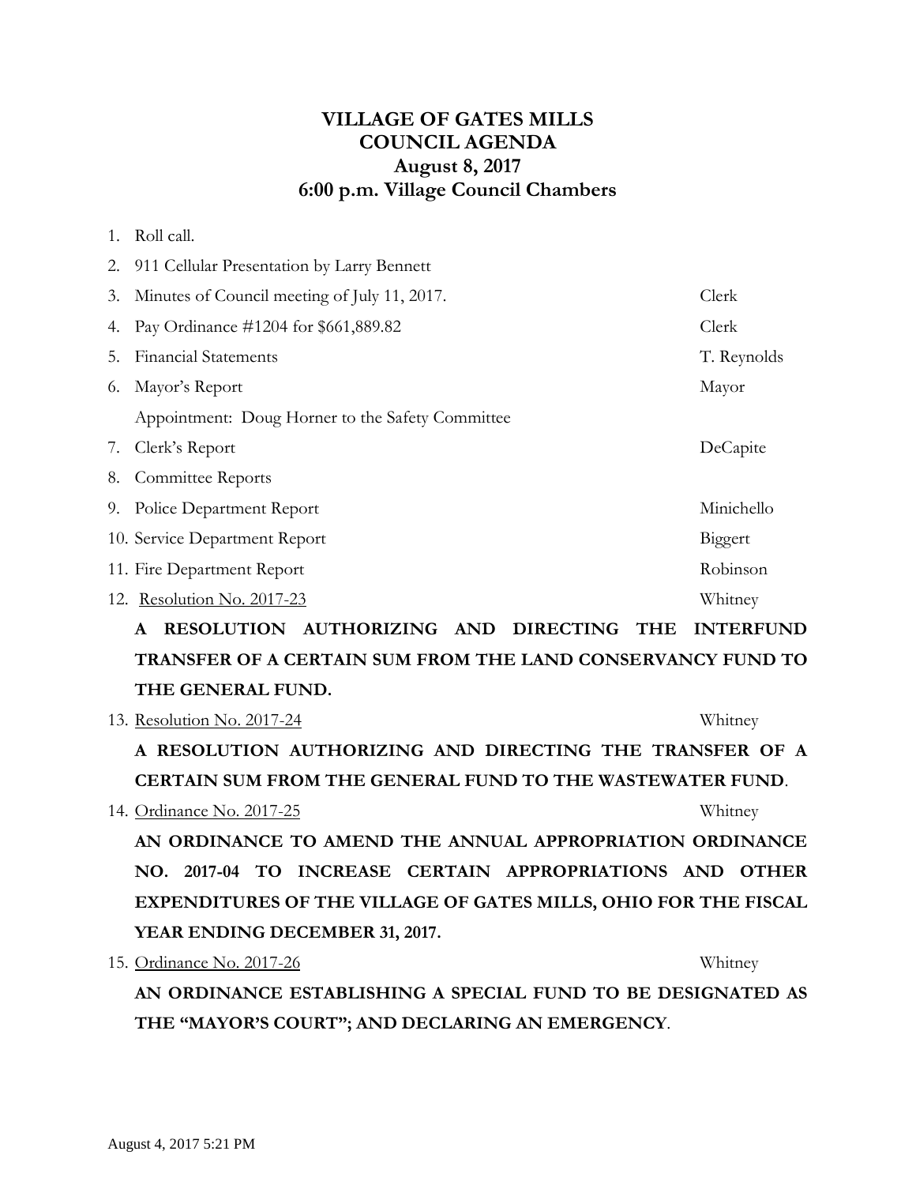# VILLAGE OF GATES MILLS
# COUNCIL AGENDA
## August 8, 2017
## 6:00 p.m. Village Council Chambers

1. Roll call.
2. 911 Cellular Presentation by Larry Bennett
3. Minutes of Council meeting of July 11, 2017. — Clerk
4. Pay Ordinance #1204 for $661,889.82 — Clerk
5. Financial Statements — T. Reynolds
6. Mayor's Report — Mayor

   Appointment: Doug Horner to the Safety Committee
7. Clerk's Report — DeCapite
8. Committee Reports
9. Police Department Report — Minichello
10. Service Department Report — Biggert
11. Fire Department Report — Robinson
12. Resolution No. 2017-23 — Whitney

    **A RESOLUTION AUTHORIZING AND DIRECTING THE INTERFUND TRANSFER OF A CERTAIN SUM FROM THE LAND CONSERVANCY FUND TO THE GENERAL FUND.**
13. Resolution No. 2017-24 — Whitney

    **A RESOLUTION AUTHORIZING AND DIRECTING THE TRANSFER OF A CERTAIN SUM FROM THE GENERAL FUND TO THE WASTEWATER FUND**.
14. Ordinance No. 2017-25 — Whitney

    **AN ORDINANCE TO AMEND THE ANNUAL APPROPRIATION ORDINANCE NO. 2017-04 TO INCREASE CERTAIN APPROPRIATIONS AND OTHER EXPENDITURES OF THE VILLAGE OF GATES MILLS, OHIO FOR THE FISCAL YEAR ENDING DECEMBER 31, 2017.**
15. Ordinance No. 2017-26 — Whitney

    **AN ORDINANCE ESTABLISHING A SPECIAL FUND TO BE DESIGNATED AS THE "MAYOR'S COURT"; AND DECLARING AN EMERGENCY**.

August 4, 2017 5:21 PM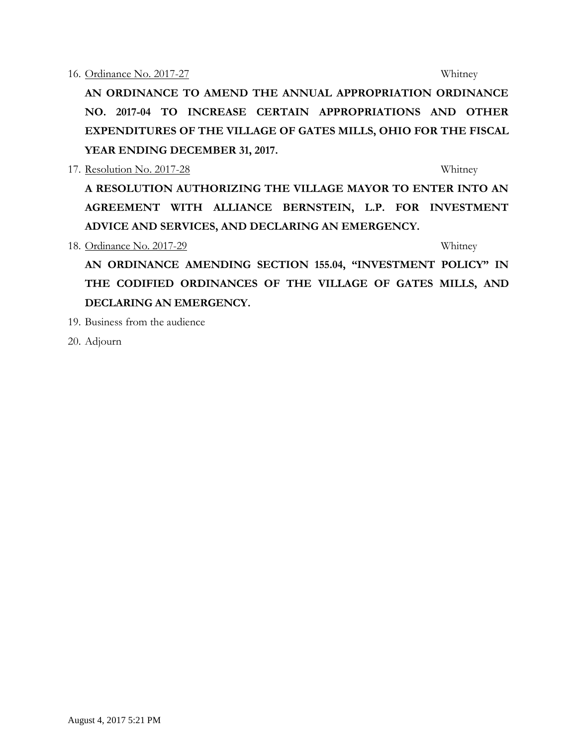16. Ordinance No. 2017-27 Whitney

    **AN ORDINANCE TO AMEND THE ANNUAL APPROPRIATION ORDINANCE NO. 2017-04 TO INCREASE CERTAIN APPROPRIATIONS AND OTHER EXPENDITURES OF THE VILLAGE OF GATES MILLS, OHIO FOR THE FISCAL YEAR ENDING DECEMBER 31, 2017.**

17. Resolution No. 2017-28 Whitney

    **A RESOLUTION AUTHORIZING THE VILLAGE MAYOR TO ENTER INTO AN AGREEMENT WITH ALLIANCE BERNSTEIN, L.P. FOR INVESTMENT ADVICE AND SERVICES, AND DECLARING AN EMERGENCY.**

18. Ordinance No. 2017-29 Whitney

    **AN ORDINANCE AMENDING SECTION 155.04, "INVESTMENT POLICY" IN THE CODIFIED ORDINANCES OF THE VILLAGE OF GATES MILLS, AND DECLARING AN EMERGENCY.**

19. Business from the audience
20. Adjourn

August 4, 2017 5:21 PM